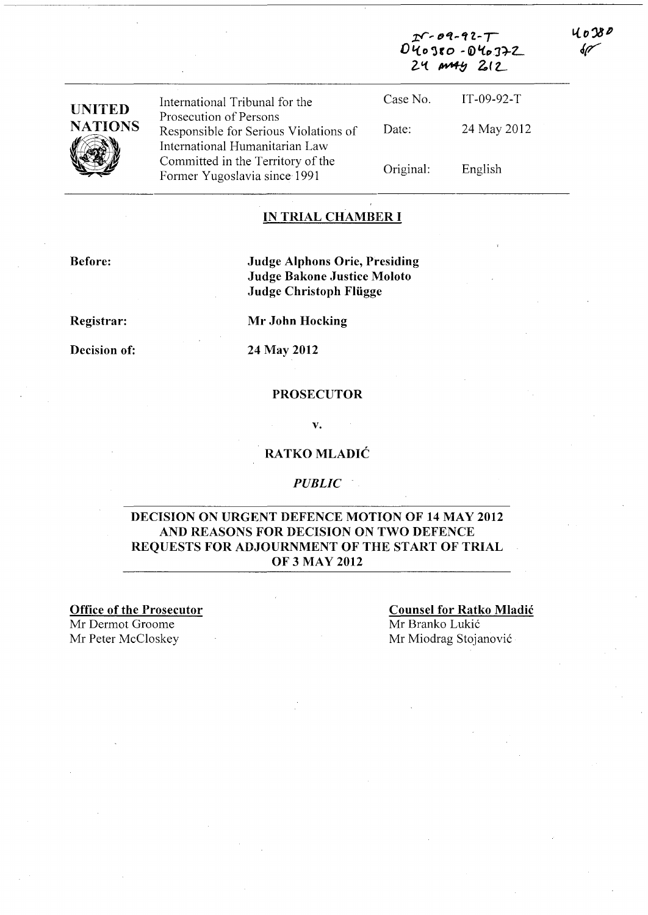IT-09-92-T
D40380 - D40372
24 MAY 2012

40380
SF

| UNITED NATIONS | International Tribunal for the Prosecution of Persons Responsible for Serious Violations of International Humanitarian Law Committed in the Territory of the Former Yugoslavia since 1991 | Case No. | IT-09-92-T |
|---|---|---|---|
| | | Date: | 24 May 2012 |
| | | Original: | English |

## IN TRIAL CHAMBER I

**Before:**

**Judge Alphons Orie, Presiding**
**Judge Bakone Justice Moloto**
**Judge Christoph Flügge**

**Registrar:** **Mr John Hocking**

**Decision of:** **24 May 2012**

**PROSECUTOR**

**v.**

**RATKO MLADIĆ**

*PUBLIC*

## DECISION ON URGENT DEFENCE MOTION OF 14 MAY 2012 AND REASONS FOR DECISION ON TWO DEFENCE REQUESTS FOR ADJOURNMENT OF THE START OF TRIAL OF 3 MAY 2012

**Office of the Prosecutor**
Mr Dermot Groome
Mr Peter McCloskey

**Counsel for Ratko Mladić**
Mr Branko Lukić
Mr Miodrag Stojanović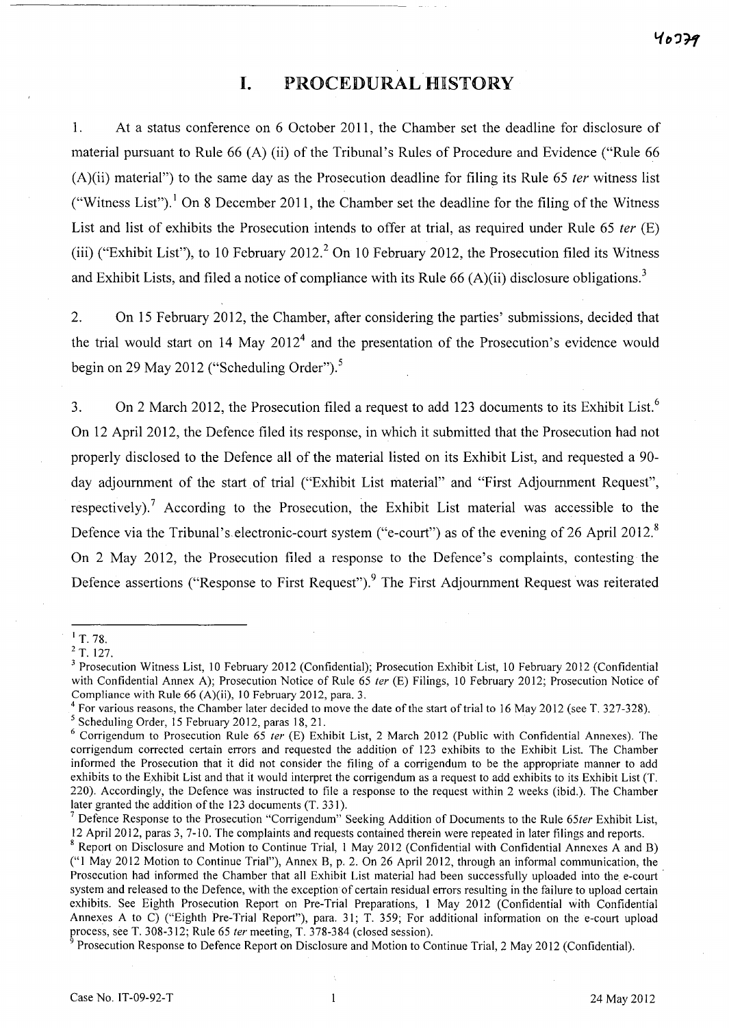# I. PROCEDURAL HISTORY

1. At a status conference on 6 October 2011, the Chamber set the deadline for disclosure of material pursuant to Rule 66 (A) (ii) of the Tribunal's Rules of Procedure and Evidence ("Rule 66 (A)(ii) material") to the same day as the Prosecution deadline for filing its Rule 65 *ter* witness list ("Witness List").[1] On 8 December 2011, the Chamber set the deadline for the filing of the Witness List and list of exhibits the Prosecution intends to offer at trial, as required under Rule 65 *ter* (E) (iii) ("Exhibit List"), to 10 February 2012.[2] On 10 February 2012, the Prosecution filed its Witness and Exhibit Lists, and filed a notice of compliance with its Rule 66 (A)(ii) disclosure obligations.[3]

2. On 15 February 2012, the Chamber, after considering the parties' submissions, decided that the trial would start on 14 May 2012[4] and the presentation of the Prosecution's evidence would begin on 29 May 2012 ("Scheduling Order").[5]

3. On 2 March 2012, the Prosecution filed a request to add 123 documents to its Exhibit List.[6] On 12 April 2012, the Defence filed its response, in which it submitted that the Prosecution had not properly disclosed to the Defence all of the material listed on its Exhibit List, and requested a 90-day adjournment of the start of trial ("Exhibit List material" and "First Adjournment Request", respectively).[7] According to the Prosecution, the Exhibit List material was accessible to the Defence via the Tribunal's electronic-court system ("e-court") as of the evening of 26 April 2012.[8] On 2 May 2012, the Prosecution filed a response to the Defence's complaints, contesting the Defence assertions ("Response to First Request").[9] The First Adjournment Request was reiterated

---

[1] T. 78.

[2] T. 127.

[3] Prosecution Witness List, 10 February 2012 (Confidential); Prosecution Exhibit List, 10 February 2012 (Confidential with Confidential Annex A); Prosecution Notice of Rule 65 *ter* (E) Filings, 10 February 2012; Prosecution Notice of Compliance with Rule 66 (A)(ii), 10 February 2012, para. 3.

[4] For various reasons, the Chamber later decided to move the date of the start of trial to 16 May 2012 (see T. 327-328).

[5] Scheduling Order, 15 February 2012, paras 18, 21.

[6] Corrigendum to Prosecution Rule 65 *ter* (E) Exhibit List, 2 March 2012 (Public with Confidential Annexes). The corrigendum corrected certain errors and requested the addition of 123 exhibits to the Exhibit List. The Chamber informed the Prosecution that it did not consider the filing of a corrigendum to be the appropriate manner to add exhibits to the Exhibit List and that it would interpret the corrigendum as a request to add exhibits to its Exhibit List (T. 220). Accordingly, the Defence was instructed to file a response to the request within 2 weeks (ibid.). The Chamber later granted the addition of the 123 documents (T. 331).

[7] Defence Response to the Prosecution "Corrigendum" Seeking Addition of Documents to the Rule 65*ter* Exhibit List, 12 April 2012, paras 3, 7-10. The complaints and requests contained therein were repeated in later filings and reports.

[8] Report on Disclosure and Motion to Continue Trial, 1 May 2012 (Confidential with Confidential Annexes A and B) ("1 May 2012 Motion to Continue Trial"), Annex B, p. 2. On 26 April 2012, through an informal communication, the Prosecution had informed the Chamber that all Exhibit List material had been successfully uploaded into the e-court system and released to the Defence, with the exception of certain residual errors resulting in the failure to upload certain exhibits. See Eighth Prosecution Report on Pre-Trial Preparations, 1 May 2012 (Confidential with Confidential Annexes A to C) ("Eighth Pre-Trial Report"), para. 31; T. 359; For additional information on the e-court upload process, see T. 308-312; Rule 65 *ter* meeting, T. 378-384 (closed session).

[9] Prosecution Response to Defence Report on Disclosure and Motion to Continue Trial, 2 May 2012 (Confidential).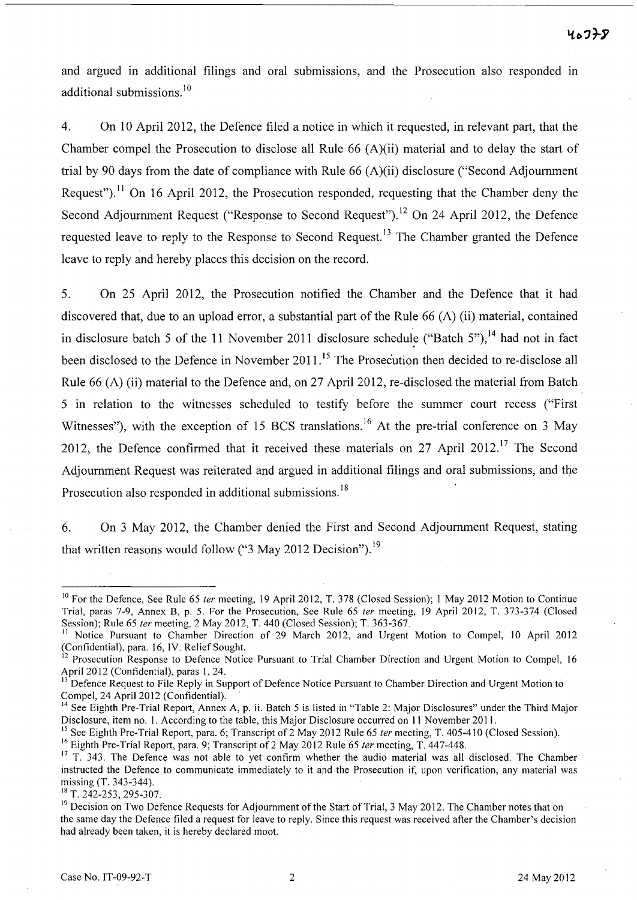and argued in additional filings and oral submissions, and the Prosecution also responded in additional submissions.[10]

4. On 10 April 2012, the Defence filed a notice in which it requested, in relevant part, that the Chamber compel the Prosecution to disclose all Rule 66 (A)(ii) material and to delay the start of trial by 90 days from the date of compliance with Rule 66 (A)(ii) disclosure ("Second Adjournment Request").[11] On 16 April 2012, the Prosecution responded, requesting that the Chamber deny the Second Adjournment Request ("Response to Second Request").[12] On 24 April 2012, the Defence requested leave to reply to the Response to Second Request.[13] The Chamber granted the Defence leave to reply and hereby places this decision on the record.

5. On 25 April 2012, the Prosecution notified the Chamber and the Defence that it had discovered that, due to an upload error, a substantial part of the Rule 66 (A) (ii) material, contained in disclosure batch 5 of the 11 November 2011 disclosure schedule ("Batch 5"),[14] had not in fact been disclosed to the Defence in November 2011.[15] The Prosecution then decided to re-disclose all Rule 66 (A) (ii) material to the Defence and, on 27 April 2012, re-disclosed the material from Batch 5 in relation to the witnesses scheduled to testify before the summer court recess ("First Witnesses"), with the exception of 15 BCS translations.[16] At the pre-trial conference on 3 May 2012, the Defence confirmed that it received these materials on 27 April 2012.[17] The Second Adjournment Request was reiterated and argued in additional filings and oral submissions, and the Prosecution also responded in additional submissions.[18]

6. On 3 May 2012, the Chamber denied the First and Second Adjournment Request, stating that written reasons would follow ("3 May 2012 Decision").[19]

---

[10] For the Defence, See Rule 65 *ter* meeting, 19 April 2012, T. 378 (Closed Session); 1 May 2012 Motion to Continue Trial, paras 7-9, Annex B, p. 5. For the Prosecution, See Rule 65 *ter* meeting, 19 April 2012, T. 373-374 (Closed Session); Rule 65 *ter* meeting, 2 May 2012, T. 440 (Closed Session); T. 363-367.

[11] Notice Pursuant to Chamber Direction of 29 March 2012, and Urgent Motion to Compel, 10 April 2012 (Confidential), para. 16, IV. Relief Sought.

[12] Prosecution Response to Defence Notice Pursuant to Trial Chamber Direction and Urgent Motion to Compel, 16 April 2012 (Confidential), paras 1, 24.

[13] Defence Request to File Reply in Support of Defence Notice Pursuant to Chamber Direction and Urgent Motion to Compel, 24 April 2012 (Confidential).

[14] See Eighth Pre-Trial Report, Annex A, p. ii. Batch 5 is listed in "Table 2: Major Disclosures" under the Third Major Disclosure, item no. 1. According to the table, this Major Disclosure occurred on 11 November 2011.

[15] See Eighth Pre-Trial Report, para. 6; Transcript of 2 May 2012 Rule 65 *ter* meeting, T. 405-410 (Closed Session).

[16] Eighth Pre-Trial Report, para. 9; Transcript of 2 May 2012 Rule 65 *ter* meeting, T. 447-448.

[17] T. 343. The Defence was not able to yet confirm whether the audio material was all disclosed. The Chamber instructed the Defence to communicate immediately to it and the Prosecution if, upon verification, any material was missing (T. 343-344).

[18] T. 242-253, 295-307.

[19] Decision on Two Defence Requests for Adjournment of the Start of Trial, 3 May 2012. The Chamber notes that on the same day the Defence filed a request for leave to reply. Since this request was received after the Chamber's decision had already been taken, it is hereby declared moot.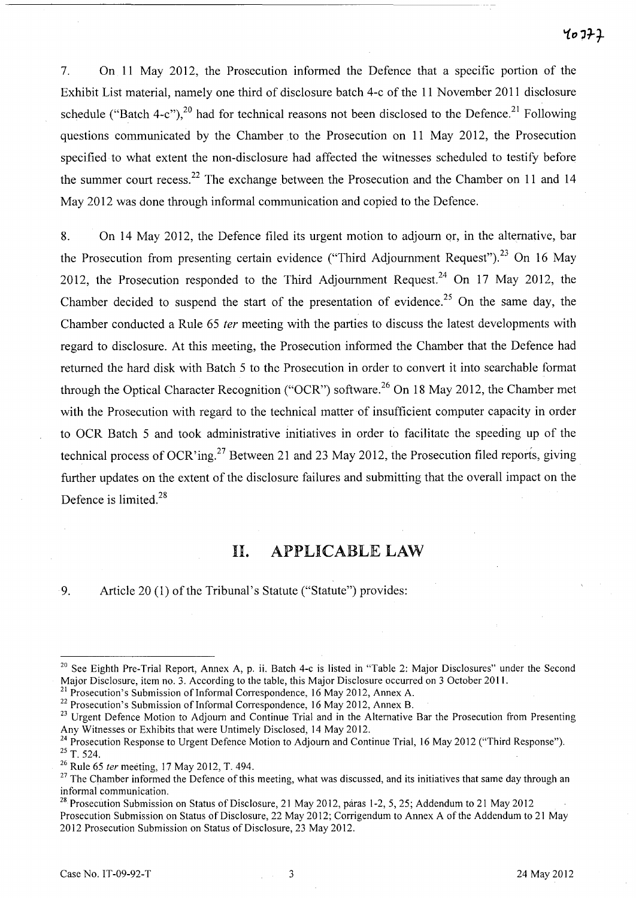7. On 11 May 2012, the Prosecution informed the Defence that a specific portion of the Exhibit List material, namely one third of disclosure batch 4-c of the 11 November 2011 disclosure schedule ("Batch 4-c"),[20] had for technical reasons not been disclosed to the Defence.[21] Following questions communicated by the Chamber to the Prosecution on 11 May 2012, the Prosecution specified to what extent the non-disclosure had affected the witnesses scheduled to testify before the summer court recess.[22] The exchange between the Prosecution and the Chamber on 11 and 14 May 2012 was done through informal communication and copied to the Defence.

8. On 14 May 2012, the Defence filed its urgent motion to adjourn or, in the alternative, bar the Prosecution from presenting certain evidence ("Third Adjournment Request").[23] On 16 May 2012, the Prosecution responded to the Third Adjournment Request.[24] On 17 May 2012, the Chamber decided to suspend the start of the presentation of evidence.[25] On the same day, the Chamber conducted a Rule 65 *ter* meeting with the parties to discuss the latest developments with regard to disclosure. At this meeting, the Prosecution informed the Chamber that the Defence had returned the hard disk with Batch 5 to the Prosecution in order to convert it into searchable format through the Optical Character Recognition ("OCR") software.[26] On 18 May 2012, the Chamber met with the Prosecution with regard to the technical matter of insufficient computer capacity in order to OCR Batch 5 and took administrative initiatives in order to facilitate the speeding up of the technical process of OCR'ing.[27] Between 21 and 23 May 2012, the Prosecution filed reports, giving further updates on the extent of the disclosure failures and submitting that the overall impact on the Defence is limited.[28]

## II. APPLICABLE LAW

9. Article 20 (1) of the Tribunal's Statute ("Statute") provides:

---

[20] See Eighth Pre-Trial Report, Annex A, p. ii. Batch 4-c is listed in "Table 2: Major Disclosures" under the Second Major Disclosure, item no. 3. According to the table, this Major Disclosure occurred on 3 October 2011.

[21] Prosecution's Submission of Informal Correspondence, 16 May 2012, Annex A.

[22] Prosecution's Submission of Informal Correspondence, 16 May 2012, Annex B.

[23] Urgent Defence Motion to Adjourn and Continue Trial and in the Alternative Bar the Prosecution from Presenting Any Witnesses or Exhibits that were Untimely Disclosed, 14 May 2012.

[24] Prosecution Response to Urgent Defence Motion to Adjourn and Continue Trial, 16 May 2012 ("Third Response").

[25] T. 524.

[26] Rule 65 *ter* meeting, 17 May 2012, T. 494.

[27] The Chamber informed the Defence of this meeting, what was discussed, and its initiatives that same day through an informal communication.

[28] Prosecution Submission on Status of Disclosure, 21 May 2012, paras 1-2, 5, 25; Addendum to 21 May 2012 Prosecution Submission on Status of Disclosure, 22 May 2012; Corrigendum to Annex A of the Addendum to 21 May 2012 Prosecution Submission on Status of Disclosure, 23 May 2012.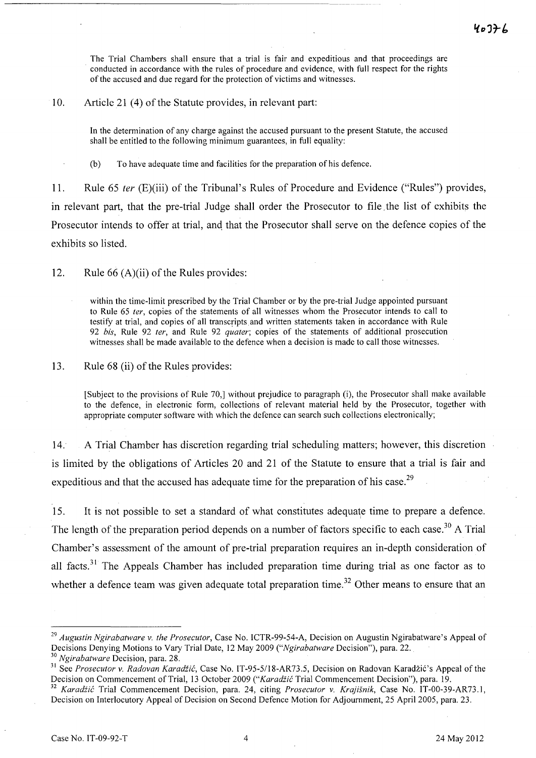> The Trial Chambers shall ensure that a trial is fair and expeditious and that proceedings are conducted in accordance with the rules of procedure and evidence, with full respect for the rights of the accused and due regard for the protection of victims and witnesses.

10. Article 21 (4) of the Statute provides, in relevant part:

> In the determination of any charge against the accused pursuant to the present Statute, the accused shall be entitled to the following minimum guarantees, in full equality:
>
> (b) To have adequate time and facilities for the preparation of his defence.

11. Rule 65 *ter* (E)(iii) of the Tribunal's Rules of Procedure and Evidence ("Rules") provides, in relevant part, that the pre-trial Judge shall order the Prosecutor to file the list of exhibits the Prosecutor intends to offer at trial, and that the Prosecutor shall serve on the defence copies of the exhibits so listed.

12. Rule 66 (A)(ii) of the Rules provides:

> within the time-limit prescribed by the Trial Chamber or by the pre-trial Judge appointed pursuant to Rule 65 *ter*, copies of the statements of all witnesses whom the Prosecutor intends to call to testify at trial, and copies of all transcripts and written statements taken in accordance with Rule 92 *bis*, Rule 92 *ter*, and Rule 92 *quater*; copies of the statements of additional prosecution witnesses shall be made available to the defence when a decision is made to call those witnesses.

13. Rule 68 (ii) of the Rules provides:

> [Subject to the provisions of Rule 70,] without prejudice to paragraph (i), the Prosecutor shall make available to the defence, in electronic form, collections of relevant material held by the Prosecutor, together with appropriate computer software with which the defence can search such collections electronically;

14. A Trial Chamber has discretion regarding trial scheduling matters; however, this discretion is limited by the obligations of Articles 20 and 21 of the Statute to ensure that a trial is fair and expeditious and that the accused has adequate time for the preparation of his case.[29]

15. It is not possible to set a standard of what constitutes adequate time to prepare a defence. The length of the preparation period depends on a number of factors specific to each case.[30] A Trial Chamber's assessment of the amount of pre-trial preparation requires an in-depth consideration of all facts.[31] The Appeals Chamber has included preparation time during trial as one factor as to whether a defence team was given adequate total preparation time.[32] Other means to ensure that an

---

[29] *Augustin Ngirabatware v. the Prosecutor*, Case No. ICTR-99-54-A, Decision on Augustin Ngirabatware's Appeal of Decisions Denying Motions to Vary Trial Date, 12 May 2009 ("*Ngirabatware* Decision"), para. 22.

[30] *Ngirabatware* Decision, para. 28.

[31] See *Prosecutor v. Radovan Karadžić*, Case No. IT-95-5/18-AR73.5, Decision on Radovan Karadžić's Appeal of the Decision on Commencement of Trial, 13 October 2009 ("*Karadžić* Trial Commencement Decision"), para. 19.

[32] *Karadžić* Trial Commencement Decision, para. 24, citing *Prosecutor v. Krajišnik*, Case No. IT-00-39-AR73.1, Decision on Interlocutory Appeal of Decision on Second Defence Motion for Adjournment, 25 April 2005, para. 23.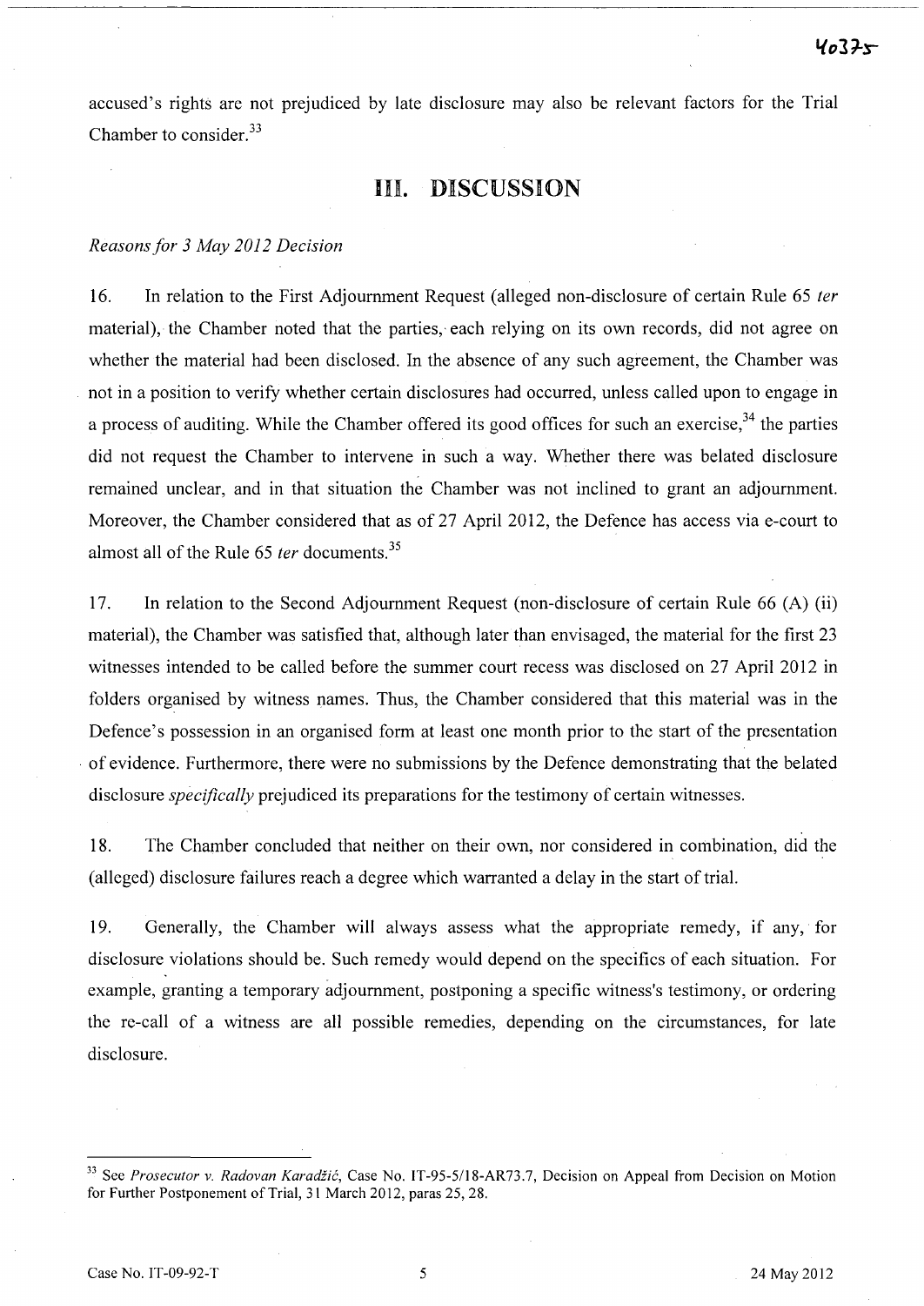accused's rights are not prejudiced by late disclosure may also be relevant factors for the Trial Chamber to consider.[33]

# III. DISCUSSION

*Reasons for 3 May 2012 Decision*

16. In relation to the First Adjournment Request (alleged non-disclosure of certain Rule 65 *ter* material), the Chamber noted that the parties, each relying on its own records, did not agree on whether the material had been disclosed. In the absence of any such agreement, the Chamber was not in a position to verify whether certain disclosures had occurred, unless called upon to engage in a process of auditing. While the Chamber offered its good offices for such an exercise,[34] the parties did not request the Chamber to intervene in such a way. Whether there was belated disclosure remained unclear, and in that situation the Chamber was not inclined to grant an adjournment. Moreover, the Chamber considered that as of 27 April 2012, the Defence has access via e-court to almost all of the Rule 65 *ter* documents.[35]

17. In relation to the Second Adjournment Request (non-disclosure of certain Rule 66 (A) (ii) material), the Chamber was satisfied that, although later than envisaged, the material for the first 23 witnesses intended to be called before the summer court recess was disclosed on 27 April 2012 in folders organised by witness names. Thus, the Chamber considered that this material was in the Defence's possession in an organised form at least one month prior to the start of the presentation of evidence. Furthermore, there were no submissions by the Defence demonstrating that the belated disclosure *specifically* prejudiced its preparations for the testimony of certain witnesses.

18. The Chamber concluded that neither on their own, nor considered in combination, did the (alleged) disclosure failures reach a degree which warranted a delay in the start of trial.

19. Generally, the Chamber will always assess what the appropriate remedy, if any, for disclosure violations should be. Such remedy would depend on the specifics of each situation. For example, granting a temporary adjournment, postponing a specific witness's testimony, or ordering the re-call of a witness are all possible remedies, depending on the circumstances, for late disclosure.

---

[33] See *Prosecutor v. Radovan Karadžić*, Case No. IT-95-5/18-AR73.7, Decision on Appeal from Decision on Motion for Further Postponement of Trial, 31 March 2012, paras 25, 28.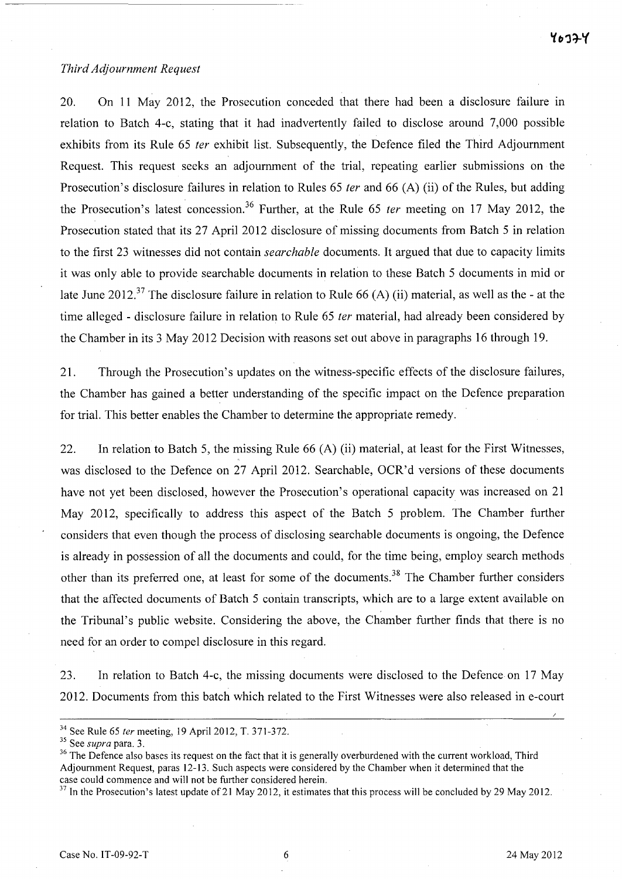*Third Adjournment Request*

20. On 11 May 2012, the Prosecution conceded that there had been a disclosure failure in relation to Batch 4-c, stating that it had inadvertently failed to disclose around 7,000 possible exhibits from its Rule 65 *ter* exhibit list. Subsequently, the Defence filed the Third Adjournment Request. This request seeks an adjournment of the trial, repeating earlier submissions on the Prosecution's disclosure failures in relation to Rules 65 *ter* and 66 (A) (ii) of the Rules, but adding the Prosecution's latest concession.[36] Further, at the Rule 65 *ter* meeting on 17 May 2012, the Prosecution stated that its 27 April 2012 disclosure of missing documents from Batch 5 in relation to the first 23 witnesses did not contain *searchable* documents. It argued that due to capacity limits it was only able to provide searchable documents in relation to these Batch 5 documents in mid or late June 2012.[37] The disclosure failure in relation to Rule 66 (A) (ii) material, as well as the - at the time alleged - disclosure failure in relation to Rule 65 *ter* material, had already been considered by the Chamber in its 3 May 2012 Decision with reasons set out above in paragraphs 16 through 19.

21. Through the Prosecution's updates on the witness-specific effects of the disclosure failures, the Chamber has gained a better understanding of the specific impact on the Defence preparation for trial. This better enables the Chamber to determine the appropriate remedy.

22. In relation to Batch 5, the missing Rule 66 (A) (ii) material, at least for the First Witnesses, was disclosed to the Defence on 27 April 2012. Searchable, OCR'd versions of these documents have not yet been disclosed, however the Prosecution's operational capacity was increased on 21 May 2012, specifically to address this aspect of the Batch 5 problem. The Chamber further considers that even though the process of disclosing searchable documents is ongoing, the Defence is already in possession of all the documents and could, for the time being, employ search methods other than its preferred one, at least for some of the documents.[38] The Chamber further considers that the affected documents of Batch 5 contain transcripts, which are to a large extent available on the Tribunal's public website. Considering the above, the Chamber further finds that there is no need for an order to compel disclosure in this regard.

23. In relation to Batch 4-c, the missing documents were disclosed to the Defence on 17 May 2012. Documents from this batch which related to the First Witnesses were also released in e-court

---

[34] See Rule 65 *ter* meeting, 19 April 2012, T. 371-372.

[35] See *supra* para. 3.

[36] The Defence also bases its request on the fact that it is generally overburdened with the current workload, Third Adjournment Request, paras 12-13. Such aspects were considered by the Chamber when it determined that the case could commence and will not be further considered herein.

[37] In the Prosecution's latest update of 21 May 2012, it estimates that this process will be concluded by 29 May 2012.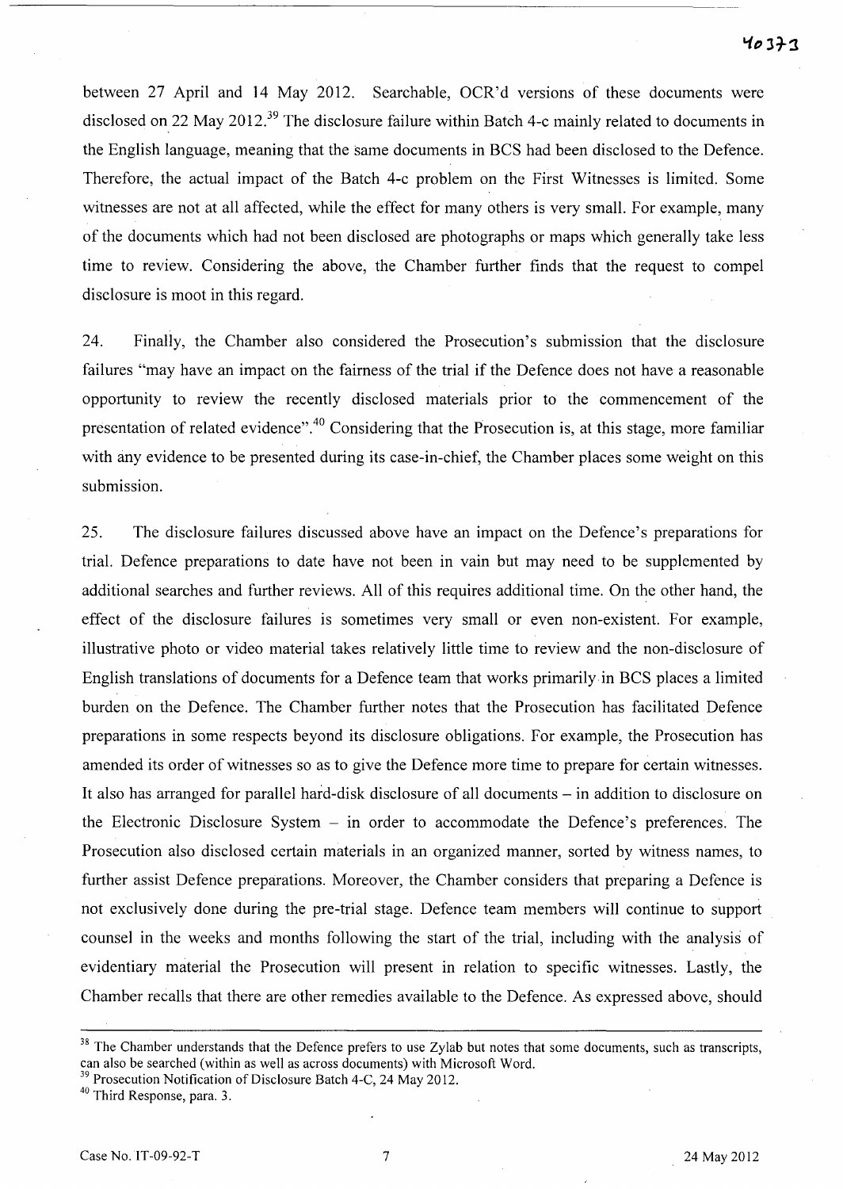between 27 April and 14 May 2012. Searchable, OCR'd versions of these documents were disclosed on 22 May 2012.[39] The disclosure failure within Batch 4-c mainly related to documents in the English language, meaning that the same documents in BCS had been disclosed to the Defence. Therefore, the actual impact of the Batch 4-c problem on the First Witnesses is limited. Some witnesses are not at all affected, while the effect for many others is very small. For example, many of the documents which had not been disclosed are photographs or maps which generally take less time to review. Considering the above, the Chamber further finds that the request to compel disclosure is moot in this regard.

24. Finally, the Chamber also considered the Prosecution's submission that the disclosure failures "may have an impact on the fairness of the trial if the Defence does not have a reasonable opportunity to review the recently disclosed materials prior to the commencement of the presentation of related evidence".[40] Considering that the Prosecution is, at this stage, more familiar with any evidence to be presented during its case-in-chief, the Chamber places some weight on this submission.

25. The disclosure failures discussed above have an impact on the Defence's preparations for trial. Defence preparations to date have not been in vain but may need to be supplemented by additional searches and further reviews. All of this requires additional time. On the other hand, the effect of the disclosure failures is sometimes very small or even non-existent. For example, illustrative photo or video material takes relatively little time to review and the non-disclosure of English translations of documents for a Defence team that works primarily in BCS places a limited burden on the Defence. The Chamber further notes that the Prosecution has facilitated Defence preparations in some respects beyond its disclosure obligations. For example, the Prosecution has amended its order of witnesses so as to give the Defence more time to prepare for certain witnesses. It also has arranged for parallel hard-disk disclosure of all documents – in addition to disclosure on the Electronic Disclosure System – in order to accommodate the Defence's preferences. The Prosecution also disclosed certain materials in an organized manner, sorted by witness names, to further assist Defence preparations. Moreover, the Chamber considers that preparing a Defence is not exclusively done during the pre-trial stage. Defence team members will continue to support counsel in the weeks and months following the start of the trial, including with the analysis of evidentiary material the Prosecution will present in relation to specific witnesses. Lastly, the Chamber recalls that there are other remedies available to the Defence. As expressed above, should

---

[38] The Chamber understands that the Defence prefers to use Zylab but notes that some documents, such as transcripts, can also be searched (within as well as across documents) with Microsoft Word.

[39] Prosecution Notification of Disclosure Batch 4-C, 24 May 2012.

[40] Third Response, para. 3.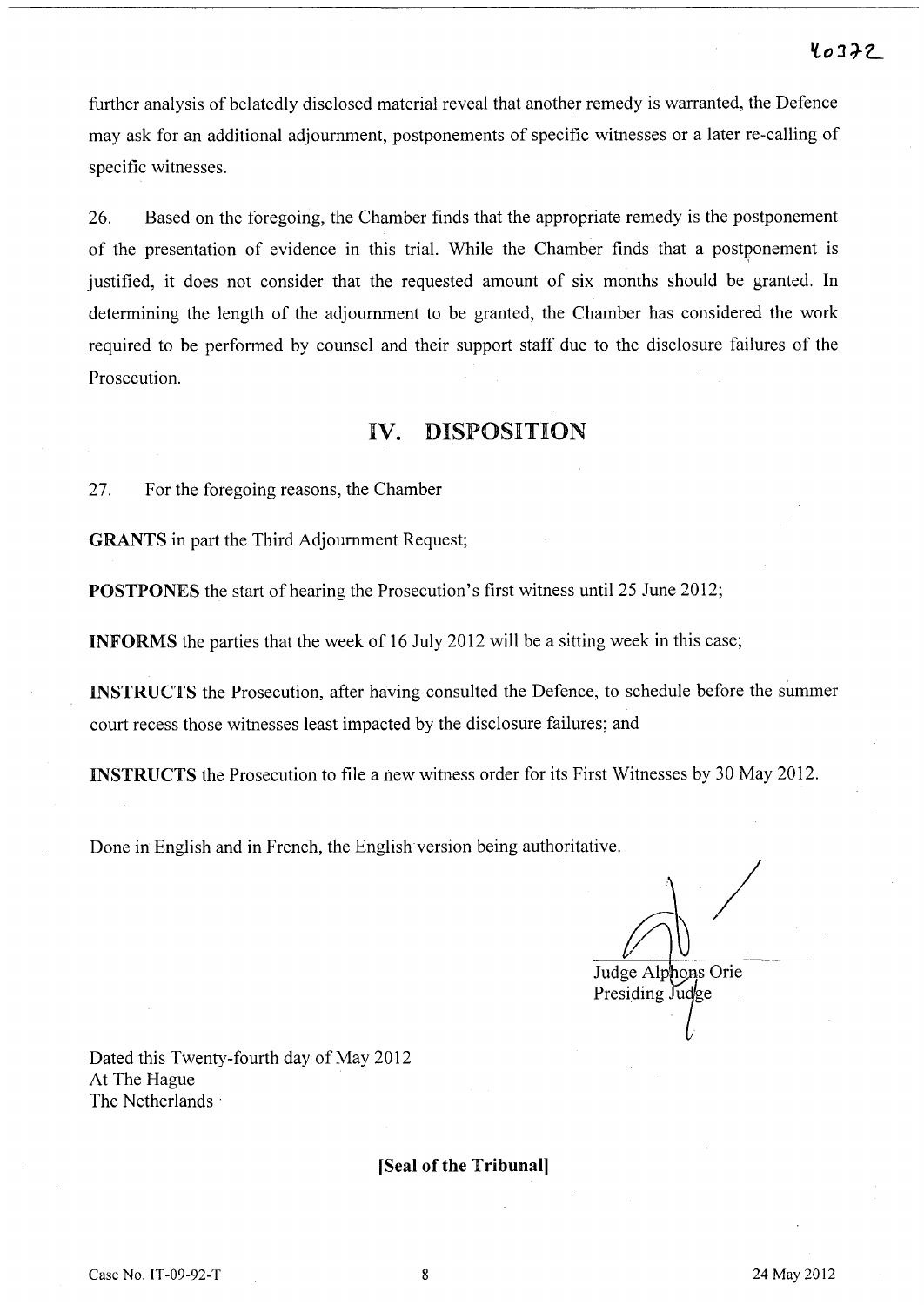further analysis of belatedly disclosed material reveal that another remedy is warranted, the Defence may ask for an additional adjournment, postponements of specific witnesses or a later re-calling of specific witnesses.

26. Based on the foregoing, the Chamber finds that the appropriate remedy is the postponement of the presentation of evidence in this trial. While the Chamber finds that a postponement is justified, it does not consider that the requested amount of six months should be granted. In determining the length of the adjournment to be granted, the Chamber has considered the work required to be performed by counsel and their support staff due to the disclosure failures of the Prosecution.

## IV. DISPOSITION

27. For the foregoing reasons, the Chamber

**GRANTS** in part the Third Adjournment Request;

**POSTPONES** the start of hearing the Prosecution's first witness until 25 June 2012;

**INFORMS** the parties that the week of 16 July 2012 will be a sitting week in this case;

**INSTRUCTS** the Prosecution, after having consulted the Defence, to schedule before the summer court recess those witnesses least impacted by the disclosure failures; and

**INSTRUCTS** the Prosecution to file a new witness order for its First Witnesses by 30 May 2012.

Done in English and in French, the English version being authoritative.

Judge Alphons Orie
Presiding Judge

Dated this Twenty-fourth day of May 2012
At The Hague
The Netherlands

**[Seal of the Tribunal]**